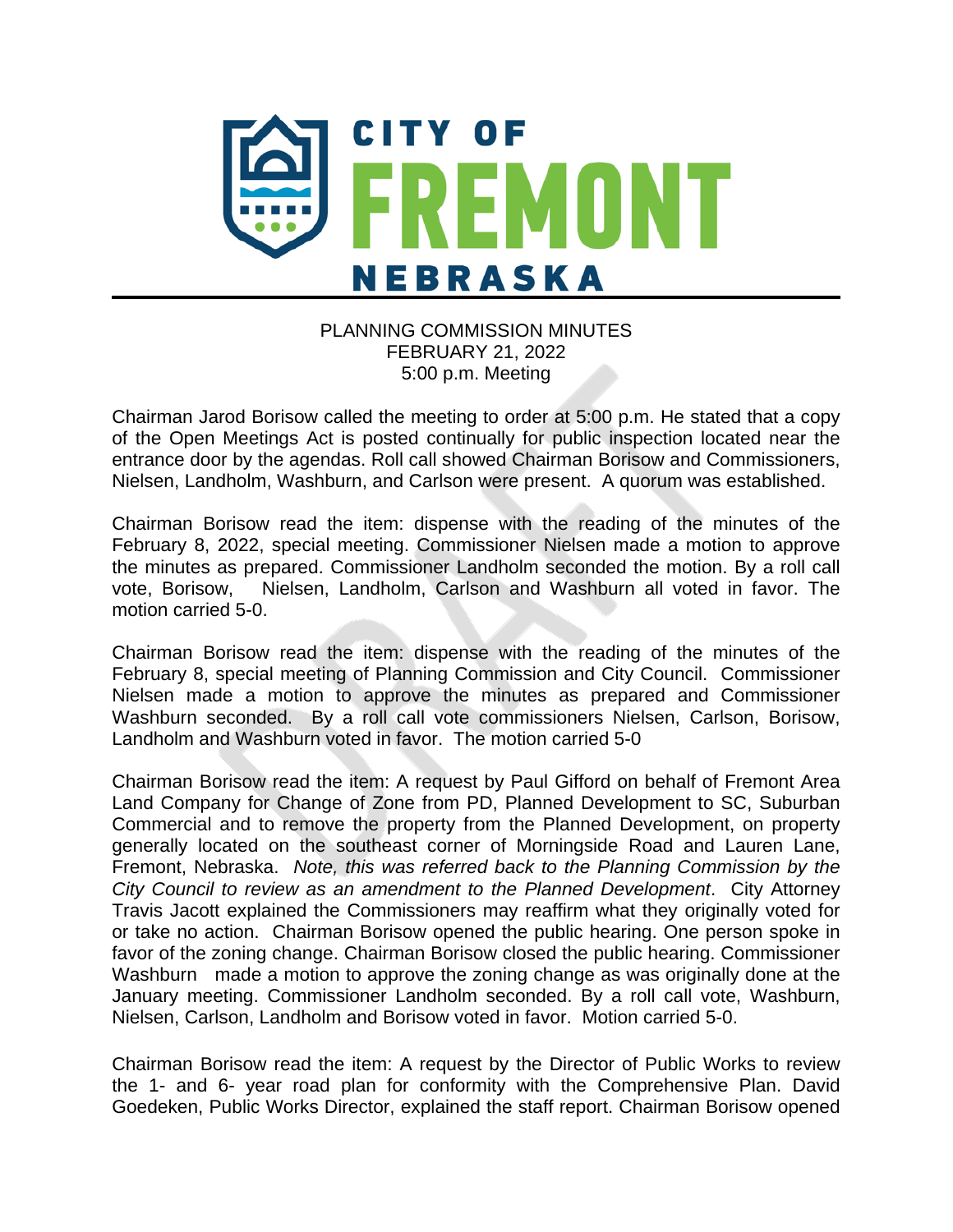# CITY OF FREMONT NEBRASKA

PLANNING COMMISSION MINUTES
FEBRUARY 21, 2022
5:00 p.m. Meeting

Chairman Jarod Borisow called the meeting to order at 5:00 p.m. He stated that a copy of the Open Meetings Act is posted continually for public inspection located near the entrance door by the agendas. Roll call showed Chairman Borisow and Commissioners, Nielsen, Landholm, Washburn, and Carlson were present. A quorum was established.

Chairman Borisow read the item: dispense with the reading of the minutes of the February 8, 2022, special meeting. Commissioner Nielsen made a motion to approve the minutes as prepared. Commissioner Landholm seconded the motion. By a roll call vote, Borisow, Nielsen, Landholm, Carlson and Washburn all voted in favor. The motion carried 5-0.

Chairman Borisow read the item: dispense with the reading of the minutes of the February 8, special meeting of Planning Commission and City Council. Commissioner Nielsen made a motion to approve the minutes as prepared and Commissioner Washburn seconded. By a roll call vote commissioners Nielsen, Carlson, Borisow, Landholm and Washburn voted in favor. The motion carried 5-0

Chairman Borisow read the item: A request by Paul Gifford on behalf of Fremont Area Land Company for Change of Zone from PD, Planned Development to SC, Suburban Commercial and to remove the property from the Planned Development, on property generally located on the southeast corner of Morningside Road and Lauren Lane, Fremont, Nebraska. *Note, this was referred back to the Planning Commission by the City Council to review as an amendment to the Planned Development*. City Attorney Travis Jacott explained the Commissioners may reaffirm what they originally voted for or take no action. Chairman Borisow opened the public hearing. One person spoke in favor of the zoning change. Chairman Borisow closed the public hearing. Commissioner Washburn made a motion to approve the zoning change as was originally done at the January meeting. Commissioner Landholm seconded. By a roll call vote, Washburn, Nielsen, Carlson, Landholm and Borisow voted in favor. Motion carried 5-0.

Chairman Borisow read the item: A request by the Director of Public Works to review the 1- and 6- year road plan for conformity with the Comprehensive Plan. David Goedeken, Public Works Director, explained the staff report. Chairman Borisow opened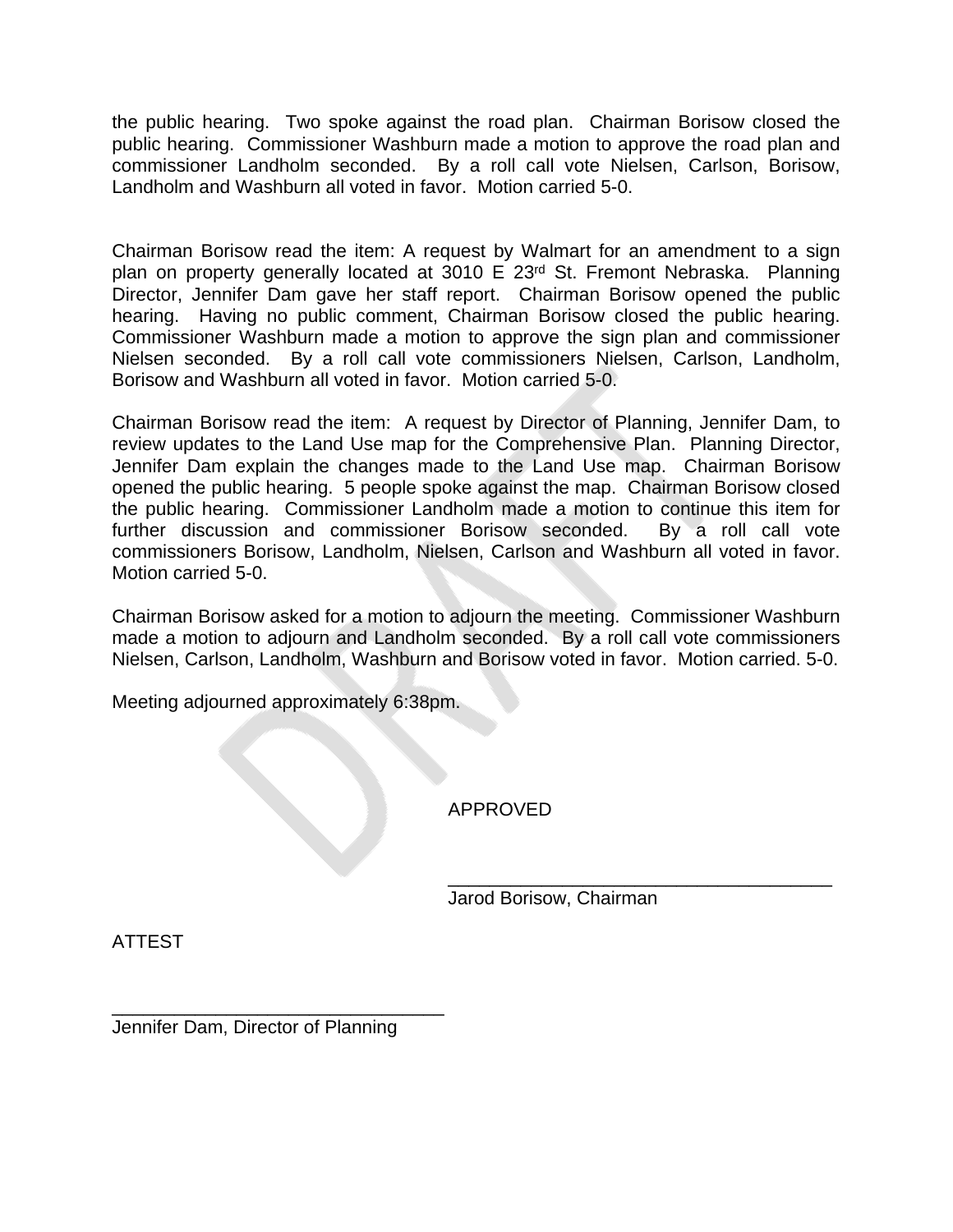the public hearing. Two spoke against the road plan. Chairman Borisow closed the public hearing. Commissioner Washburn made a motion to approve the road plan and commissioner Landholm seconded. By a roll call vote Nielsen, Carlson, Borisow, Landholm and Washburn all voted in favor. Motion carried 5-0.

Chairman Borisow read the item: A request by Walmart for an amendment to a sign plan on property generally located at 3010 E 23rd St. Fremont Nebraska. Planning Director, Jennifer Dam gave her staff report. Chairman Borisow opened the public hearing. Having no public comment, Chairman Borisow closed the public hearing. Commissioner Washburn made a motion to approve the sign plan and commissioner Nielsen seconded. By a roll call vote commissioners Nielsen, Carlson, Landholm, Borisow and Washburn all voted in favor. Motion carried 5-0.

Chairman Borisow read the item: A request by Director of Planning, Jennifer Dam, to review updates to the Land Use map for the Comprehensive Plan. Planning Director, Jennifer Dam explain the changes made to the Land Use map. Chairman Borisow opened the public hearing. 5 people spoke against the map. Chairman Borisow closed the public hearing. Commissioner Landholm made a motion to continue this item for further discussion and commissioner Borisow seconded. By a roll call vote commissioners Borisow, Landholm, Nielsen, Carlson and Washburn all voted in favor. Motion carried 5-0.

Chairman Borisow asked for a motion to adjourn the meeting. Commissioner Washburn made a motion to adjourn and Landholm seconded. By a roll call vote commissioners Nielsen, Carlson, Landholm, Washburn and Borisow voted in favor. Motion carried. 5-0.

Meeting adjourned approximately 6:38pm.

APPROVED

_____________________________________
Jarod Borisow, Chairman

ATTEST

________________________________
Jennifer Dam, Director of Planning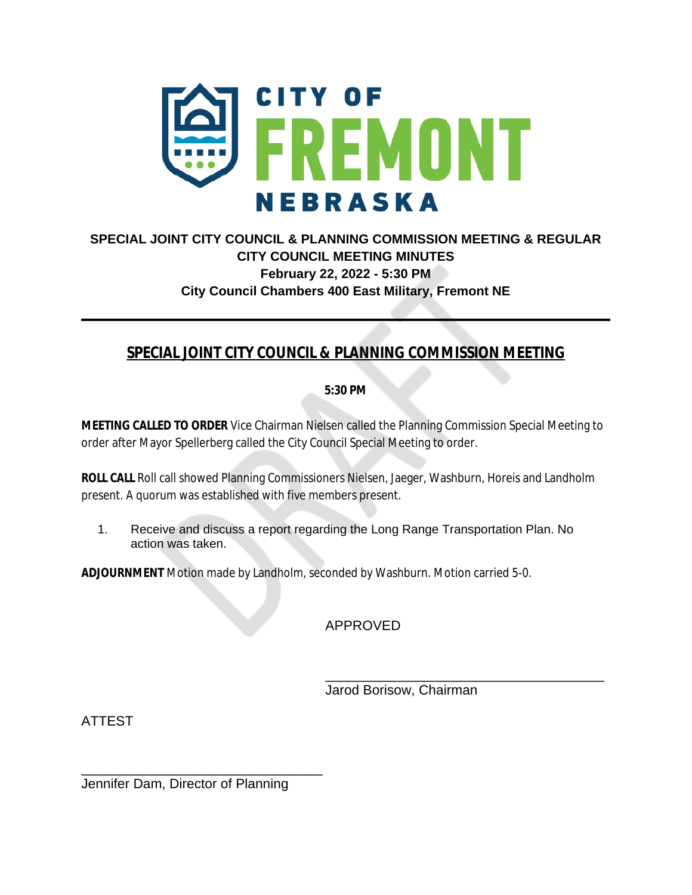**SPECIAL JOINT CITY COUNCIL & PLANNING COMMISSION MEETING & REGULAR CITY COUNCIL MEETING MINUTES**
**February 22, 2022 - 5:30 PM**
**City Council Chambers 400 East Military, Fremont NE**

---

## SPECIAL JOINT CITY COUNCIL & PLANNING COMMISSION MEETING

**5:30 PM**

**MEETING CALLED TO ORDER** Vice Chairman Nielsen called the Planning Commission Special Meeting to order after Mayor Spellerberg called the City Council Special Meeting to order.

**ROLL CALL** Roll call showed Planning Commissioners Nielsen, Jaeger, Washburn, Horeis and Landholm present. A quorum was established with five members present.

1. Receive and discuss a report regarding the Long Range Transportation Plan. No action was taken.

**ADJOURNMENT** Motion made by Landholm, seconded by Washburn. Motion carried 5-0.

APPROVED

\_\_\_\_\_\_\_\_\_\_\_\_\_\_\_\_\_\_\_\_\_\_\_\_\_\_\_\_\_\_\_\_\_\_\_\_\_\_\_\_
Jarod Borisow, Chairman

ATTEST

\_\_\_\_\_\_\_\_\_\_\_\_\_\_\_\_\_\_\_\_\_\_\_\_\_\_\_\_\_\_\_\_\_\_\_
Jennifer Dam, Director of Planning